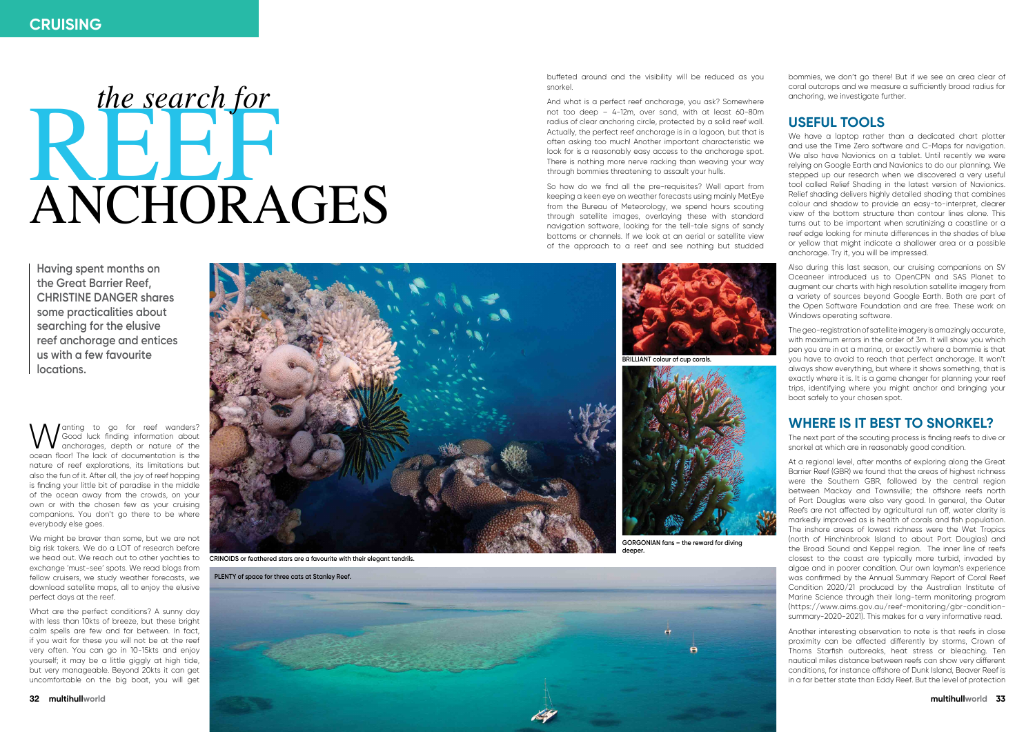# the search for REEF ANCHORAGES

**Having spent months on the Great Barrier Reef, CHRISTINE DANGER shares some practicalities about searching for the elusive reef anchorage and entices us with a few favourite locations.**

Wanting to go for reef wanders? Good luck finding information about anchorages, depth or nature of the ocean floor! The lack of documentation is the nature of reef explorations, its limitations but also the fun of it. After all, the joy of reef hopping is finding your little bit of paradise in the middle of the ocean away from the crowds, on your own or with the chosen few as your cruising companions. You don't go there to be where everybody else goes.

We might be braver than some, but we are not big risk takers. We do a LOT of research before we head out. We reach out to other yachties to exchange 'must-see' spots. We read blogs from fellow cruisers, we study weather forecasts, we download satellite maps, all to enjoy the elusive perfect days at the reef.

What are the perfect conditions? A sunny day with less than 10kts of breeze, but these bright calm spells are few and far between. In fact, if you wait for these you will not be at the reef very often. You can go in 10-15kts and enjoy yourself; it may be a little giggly at high tide, but very manageable. Beyond 20kts it can get uncomfortable on the big boat, you will get buffeted around and the visibility will be reduced as you snorkel.

And what is a perfect reef anchorage, you ask? Somewhere not too deep – 4-12m, over sand, with at least 60-80m radius of clear anchoring circle, protected by a solid reef wall. Actually, the perfect reef anchorage is in a lagoon, but that is often asking too much! Another important characteristic we look for is a reasonably easy access to the anchorage spot. There is nothing more nerve racking than weaving your way through bommies threatening to assault your hulls.

So how do we find all the pre-requisites? Well apart from keeping a keen eye on weather forecasts using mainly MetEye from the Bureau of Meteorology, we spend hours scouting through satellite images, overlaying these with standard navigation software, looking for the tell-tale signs of sandy bottoms or channels. If we look at an aerial or satellite view of the approach to a reef and see nothing but studded bommies, we don't go there! But if we see an area clear of coral outcrops and we measure a sufficiently broad radius for anchoring, we investigate further.

CRINOIDS or feathered stars are a favourite with their elegant tendrils.

BRILLIANT colour of cup corals.

GORGONIAN fans – the reward for diving deeper.

PLENTY of space for three cats at Stanley Reef.

## USEFUL TOOLS

We have a laptop rather than a dedicated chart plotter and use the Time Zero software and C-Maps for navigation. We also have Navionics on a tablet. Until recently we were relying on Google Earth and Navionics to do our planning. We stepped up our research when we discovered a very useful tool called Relief Shading in the latest version of Navionics. Relief shading delivers highly detailed shading that combines colour and shadow to provide an easy-to-interpret, clearer view of the bottom structure than contour lines alone. This turns out to be important when scrutinizing a coastline or a reef edge looking for minute differences in the shades of blue or yellow that might indicate a shallower area or a possible anchorage. Try it, you will be impressed.

Also during this last season, our cruising companions on SV Oceaneer introduced us to OpenCPN and SAS Planet to augment our charts with high resolution satellite imagery from a variety of sources beyond Google Earth. Both are part of the Open Software Foundation and are free. These work on Windows operating software.

The geo-registration of satellite imagery is amazingly accurate, with maximum errors in the order of 3m. It will show you which pen you are in at a marina, or exactly where a bommie is that you have to avoid to reach that perfect anchorage. It won't always show everything, but where it shows something, that is exactly where it is. It is a game changer for planning your reef trips, identifying where you might anchor and bringing your boat safely to your chosen spot.

## WHERE IS IT BEST TO SNORKEL?

The next part of the scouting process is finding reefs to dive or snorkel at which are in reasonably good condition.

At a regional level, after months of exploring along the Great Barrier Reef (GBR) we found that the areas of highest richness were the Southern GBR, followed by the central region between Mackay and Townsville; the offshore reefs north of Port Douglas were also very good. In general, the Outer Reefs are not affected by agricultural run off, water clarity is markedly improved as is health of corals and fish population. The inshore areas of lowest richness were the Wet Tropics (north of Hinchinbrook Island to about Port Douglas) and the Broad Sound and Keppel region. The inner line of reefs closest to the coast are typically more turbid, invaded by algae and in poorer condition. Our own layman's experience was confirmed by the Annual Summary Report of Coral Reef Condition 2020/21 produced by the Australian Institute of Marine Science through their long-term monitoring program (https://www.aims.gov.au/reef-monitoring/gbr-condition-summary-2020-2021). This makes for a very informative read.

Another interesting observation to note is that reefs in close proximity can be affected differently by storms, Crown of Thorns Starfish outbreaks, heat stress or bleaching. Ten nautical miles distance between reefs can show very different conditions, for instance offshore of Dunk Island, Beaver Reef is in a far better state than Eddy Reef. But the level of protection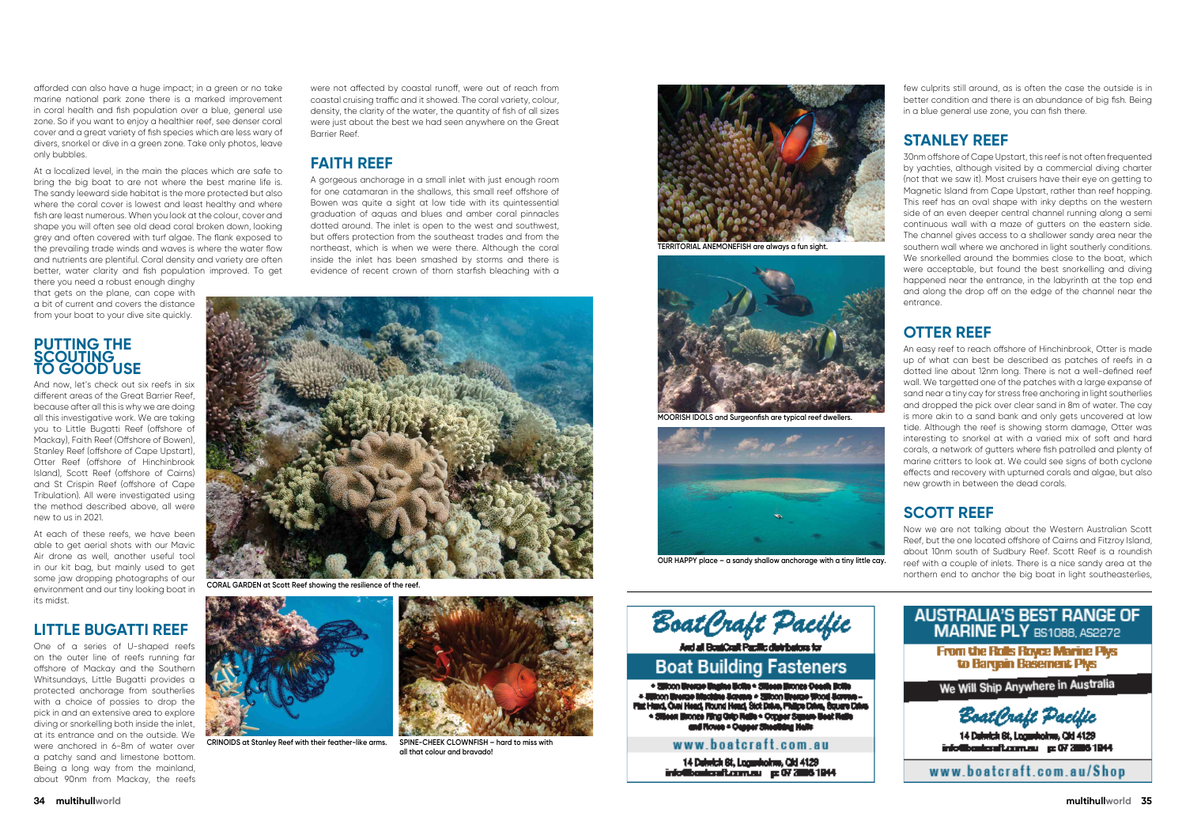afforded can also have a huge impact; in a green or no take marine national park zone there is a marked improvement in coral health and fish population over a blue, general use zone. So if you want to enjoy a healthier reef, see denser coral cover and a great variety of fish species which are less wary of divers, snorkel or dive in a green zone. Take only photos, leave only bubbles.

At a localized level, in the main the places which are safe to bring the big boat to are not where the best marine life is. The sandy leeward side habitat is the more protected but also where the coral cover is lowest and least healthy and where fish are least numerous. When you look at the colour, cover and shape you will often see old dead coral broken down, looking grey and often covered with turf algae. The flank exposed to the prevailing trade winds and waves is where the water flow and nutrients are plentiful. Coral density and variety are often better, water clarity and fish population improved. To get there you need a robust enough dinghy that gets on the plane, can cope with a bit of current and covers the distance from your boat to your dive site quickly.

## PUTTING THE SCOUTING TO GOOD USE

And now, let's check out six reefs in six different areas of the Great Barrier Reef, because after all this is why we are doing all this investigative work. We are taking you to Little Bugatti Reef (offshore of Mackay), Faith Reef (Offshore of Bowen), Stanley Reef (offshore of Cape Upstart), Otter Reef (offshore of Hinchinbrook Island), Scott Reef (offshore of Cairns) and St Crispin Reef (offshore of Cape Tribulation). All were investigated using the method described above, all were new to us in 2021.

At each of these reefs, we have been able to get aerial shots with our Mavic Air drone as well, another useful tool in our kit bag, but mainly used to get some jaw dropping photographs of our environment and our tiny looking boat in its midst.

## LITTLE BUGATTI REEF

One of a series of U-shaped reefs on the outer line of reefs running far offshore of Mackay and the Southern Whitsundays, Little Bugatti provides a protected anchorage from southerlies with a choice of possies to drop the pick in and an extensive area to explore diving or snorkelling both inside the inlet, at its entrance and on the outside. We were anchored in 6-8m of water over a patchy sand and limestone bottom. Being a long way from the mainland, about 90nm from Mackay, the reefs were not affected by coastal runoff, were out of reach from coastal cruising traffic and it showed. The coral variety, colour, density, the clarity of the water, the quantity of fish of all sizes were just about the best we had seen anywhere on the Great Barrier Reef.

## FAITH REEF

A gorgeous anchorage in a small inlet with just enough room for one catamaran in the shallows, this small reef offshore of Bowen was quite a sight at low tide with its quintessential graduation of aquas and blues and amber coral pinnacles dotted around. The inlet is open to the west and southwest, but offers protection from the southeast trades and from the northeast, which is when we were there. Although the coral inside the inlet has been smashed by storms and there is evidence of recent crown of thorn starfish bleaching with a few culprits still around, as is often the case the outside is in better condition and there is an abundance of big fish. Being in a blue general use zone, you can fish there.

CORAL GARDEN at Scott Reef showing the resilience of the reef.

CRINOIDS at Stanley Reef with their feather-like arms.

SPINE-CHEEK CLOWNFISH – hard to miss with all that colour and bravado!

TERRITORIAL ANEMONEFISH are always a fun sight.

MOORISH IDOLS and Surgeonfish are typical reef dwellers.

OUR HAPPY place – a sandy shallow anchorage with a tiny little cay.

## STANLEY REEF

30nm offshore of Cape Upstart, this reef is not often frequented by yachties, although visited by a commercial diving charter (not that we saw it). Most cruisers have their eye on getting to Magnetic Island from Cape Upstart, rather than reef hopping. This reef has an oval shape with inky depths on the western side of an even deeper central channel running along a semi continuous wall with a maze of gutters on the eastern side. The channel gives access to a shallower sandy area near the southern wall where we anchored in light southerly conditions. We snorkelled around the bommies close to the boat, which were acceptable, but found the best snorkelling and diving happened near the entrance, in the labyrinth at the top end and along the drop off on the edge of the channel near the entrance.

## OTTER REEF

An easy reef to reach offshore of Hinchinbrook, Otter is made up of what can best be described as patches of reefs in a dotted line about 12nm long. There is not a well-defined reef wall. We targetted one of the patches with a large expanse of sand near a tiny cay for stress free anchoring in light southerlies and dropped the pick over clear sand in 8m of water. The cay is more akin to a sand bank and only gets uncovered at low tide. Although the reef is showing storm damage, Otter was interesting to snorkel at with a varied mix of soft and hard corals, a network of gutters where fish patrolled and plenty of marine critters to look at. We could see signs of both cyclone effects and recovery with upturned corals and algae, but also new growth in between the dead corals.

## SCOTT REEF

Now we are not talking about the Western Australian Scott Reef, but the one located offshore of Cairns and Fitzroy Island, about 10nm south of Sudbury Reef. Scott Reef is a roundish reef with a couple of inlets. There is a nice sandy area at the northern end to anchor the big boat in light southeasterlies,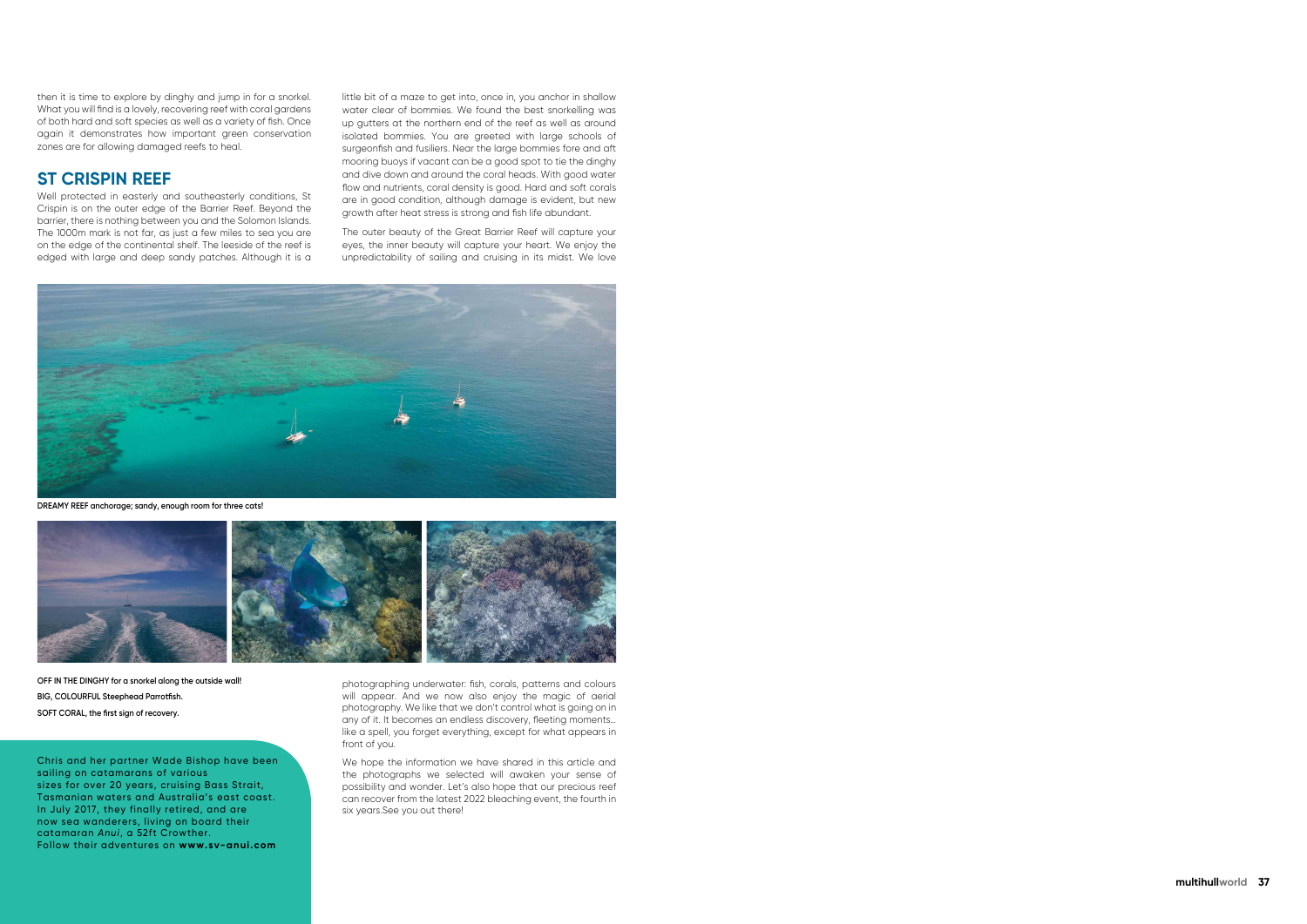then it is time to explore by dinghy and jump in for a snorkel. What you will find is a lovely, recovering reef with coral gardens of both hard and soft species as well as a variety of fish. Once again it demonstrates how important green conservation zones are for allowing damaged reefs to heal.

## ST CRISPIN REEF

Well protected in easterly and southeasterly conditions, St Crispin is on the outer edge of the Barrier Reef. Beyond the barrier, there is nothing between you and the Solomon Islands. The 1000m mark is not far, as just a few miles to sea you are on the edge of the continental shelf. The leeside of the reef is edged with large and deep sandy patches. Although it is a little bit of a maze to get into, once in, you anchor in shallow water clear of bommies. We found the best snorkelling was up gutters at the northern end of the reef as well as around isolated bommies. You are greeted with large schools of surgeonfish and fusiliers. Near the large bommies fore and aft mooring buoys if vacant can be a good spot to tie the dinghy and dive down and around the coral heads. With good water flow and nutrients, coral density is good. Hard and soft corals are in good condition, although damage is evident, but new growth after heat stress is strong and fish life abundant.

The outer beauty of the Great Barrier Reef will capture your eyes, the inner beauty will capture your heart. We enjoy the unpredictability of sailing and cruising in its midst. We love photographing underwater: fish, corals, patterns and colours will appear. And we now also enjoy the magic of aerial photography. We like that we don't control what is going on in any of it. It becomes an endless discovery, fleeting moments... like a spell, you forget everything, except for what appears in front of you.

We hope the information we have shared in this article and the photographs we selected will awaken your sense of possibility and wonder. Let's also hope that our precious reef can recover from the latest 2022 bleaching event, the fourth in six years.See you out there!

**DREAMY REEF anchorage; sandy, enough room for three cats!**

**OFF IN THE DINGHY for a snorkel along the outside wall!**

**BIG, COLOURFUL Steephead Parrotfish.**

**SOFT CORAL, the first sign of recovery.**

Chris and her partner Wade Bishop have been sailing on catamarans of various sizes for over 20 years, cruising Bass Strait, Tasmanian waters and Australia's east coast. In July 2017, they finally retired, and are now sea wanderers, living on board their catamaran *Anui*, a 52ft Crowther. Follow their adventures on **www.sv-anui.com**